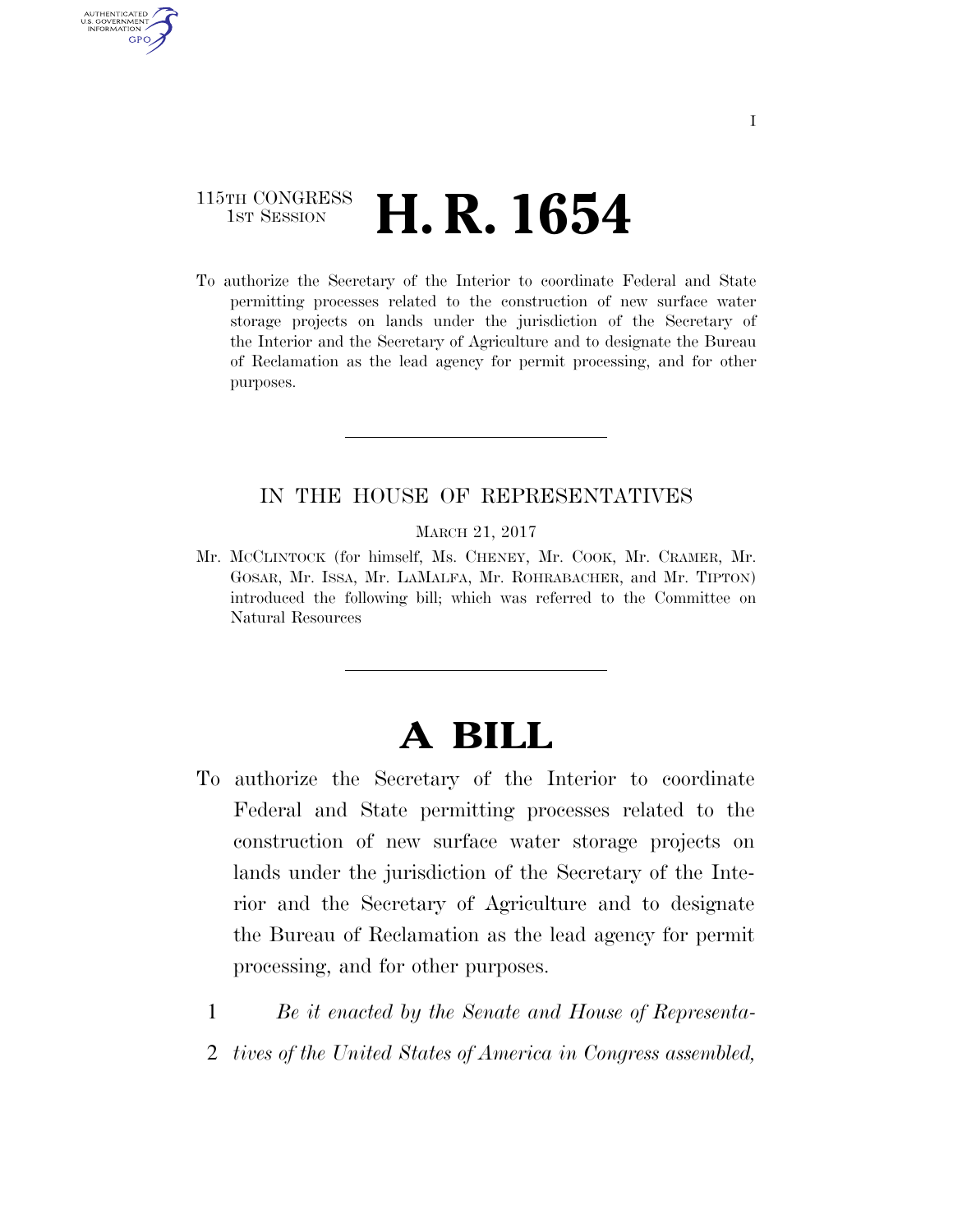115TH CONGRESS
1ST SESSION

# H. R. 1654

To authorize the Secretary of the Interior to coordinate Federal and State permitting processes related to the construction of new surface water storage projects on lands under the jurisdiction of the Secretary of the Interior and the Secretary of Agriculture and to designate the Bureau of Reclamation as the lead agency for permit processing, and for other purposes.

---

IN THE HOUSE OF REPRESENTATIVES

MARCH 21, 2017

Mr. MCCLINTOCK (for himself, Ms. CHENEY, Mr. COOK, Mr. CRAMER, Mr. GOSAR, Mr. ISSA, Mr. LAMALFA, Mr. ROHRABACHER, and Mr. TIPTON) introduced the following bill; which was referred to the Committee on Natural Resources

---

# A BILL

To authorize the Secretary of the Interior to coordinate Federal and State permitting processes related to the construction of new surface water storage projects on lands under the jurisdiction of the Secretary of the Interior and the Secretary of Agriculture and to designate the Bureau of Reclamation as the lead agency for permit processing, and for other purposes.

1 *Be it enacted by the Senate and House of Representa-*
2 *tives of the United States of America in Congress assembled,*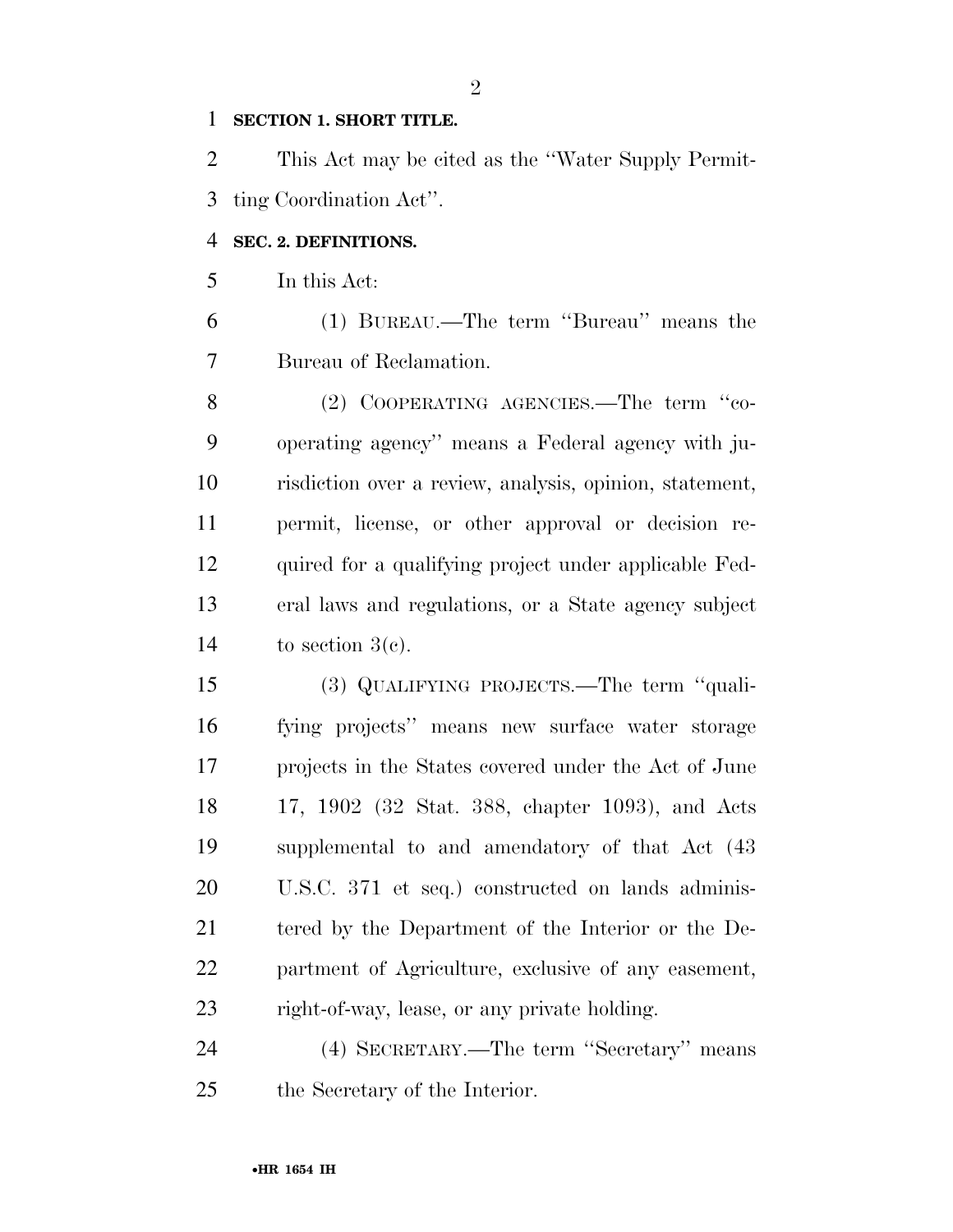**SECTION 1. SHORT TITLE.**

This Act may be cited as the ''Water Supply Permitting Coordination Act''.

**SEC. 2. DEFINITIONS.**

In this Act:

(1) BUREAU.—The term ''Bureau'' means the Bureau of Reclamation.

(2) COOPERATING AGENCIES.—The term ''cooperating agency'' means a Federal agency with jurisdiction over a review, analysis, opinion, statement, permit, license, or other approval or decision required for a qualifying project under applicable Federal laws and regulations, or a State agency subject to section 3(c).

(3) QUALIFYING PROJECTS.—The term ''qualifying projects'' means new surface water storage projects in the States covered under the Act of June 17, 1902 (32 Stat. 388, chapter 1093), and Acts supplemental to and amendatory of that Act (43 U.S.C. 371 et seq.) constructed on lands administered by the Department of the Interior or the Department of Agriculture, exclusive of any easement, right-of-way, lease, or any private holding.

(4) SECRETARY.—The term ''Secretary'' means the Secretary of the Interior.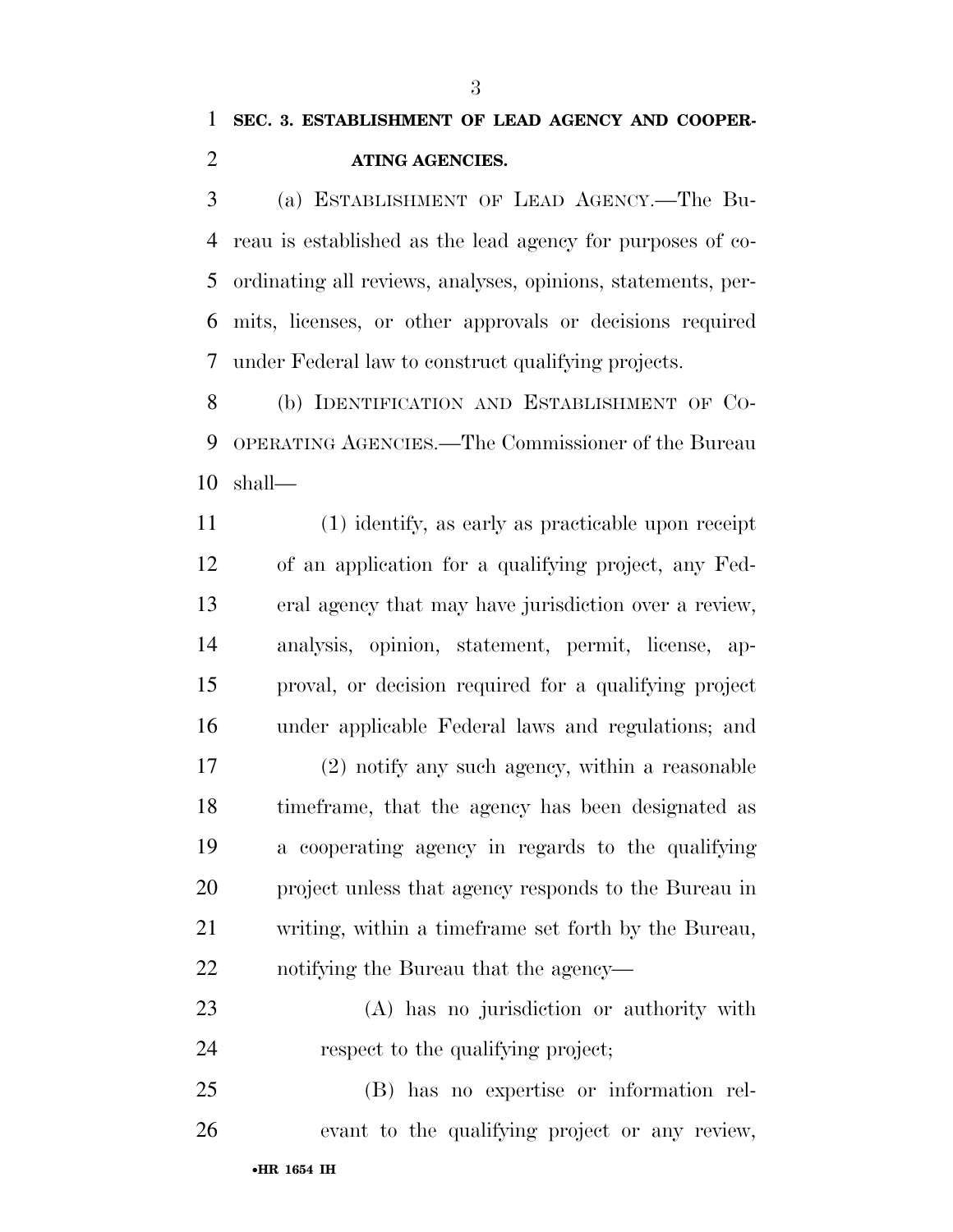**SEC. 3. ESTABLISHMENT OF LEAD AGENCY AND COOPERATING AGENCIES.**

(a) ESTABLISHMENT OF LEAD AGENCY.—The Bureau is established as the lead agency for purposes of coordinating all reviews, analyses, opinions, statements, permits, licenses, or other approvals or decisions required under Federal law to construct qualifying projects.

(b) IDENTIFICATION AND ESTABLISHMENT OF COOPERATING AGENCIES.—The Commissioner of the Bureau shall—

(1) identify, as early as practicable upon receipt of an application for a qualifying project, any Federal agency that may have jurisdiction over a review, analysis, opinion, statement, permit, license, approval, or decision required for a qualifying project under applicable Federal laws and regulations; and

(2) notify any such agency, within a reasonable timeframe, that the agency has been designated as a cooperating agency in regards to the qualifying project unless that agency responds to the Bureau in writing, within a timeframe set forth by the Bureau, notifying the Bureau that the agency—

(A) has no jurisdiction or authority with respect to the qualifying project;

(B) has no expertise or information relevant to the qualifying project or any review,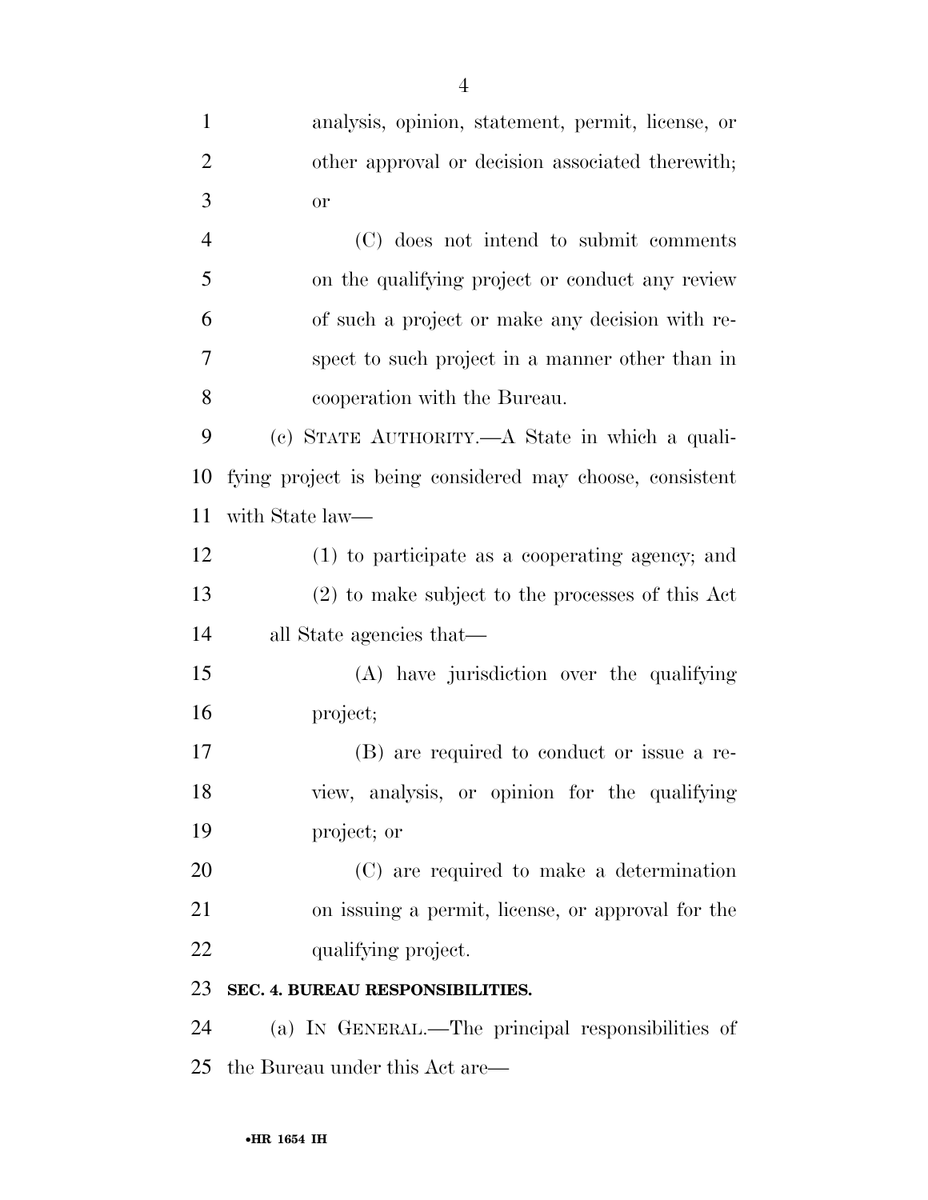analysis, opinion, statement, permit, license, or other approval or decision associated therewith; or

(C) does not intend to submit comments on the qualifying project or conduct any review of such a project or make any decision with respect to such project in a manner other than in cooperation with the Bureau.

(c) STATE AUTHORITY.—A State in which a qualifying project is being considered may choose, consistent with State law—

(1) to participate as a cooperating agency; and

(2) to make subject to the processes of this Act all State agencies that—

(A) have jurisdiction over the qualifying project;

(B) are required to conduct or issue a review, analysis, or opinion for the qualifying project; or

(C) are required to make a determination on issuing a permit, license, or approval for the qualifying project.

**SEC. 4. BUREAU RESPONSIBILITIES.**

(a) IN GENERAL.—The principal responsibilities of the Bureau under this Act are—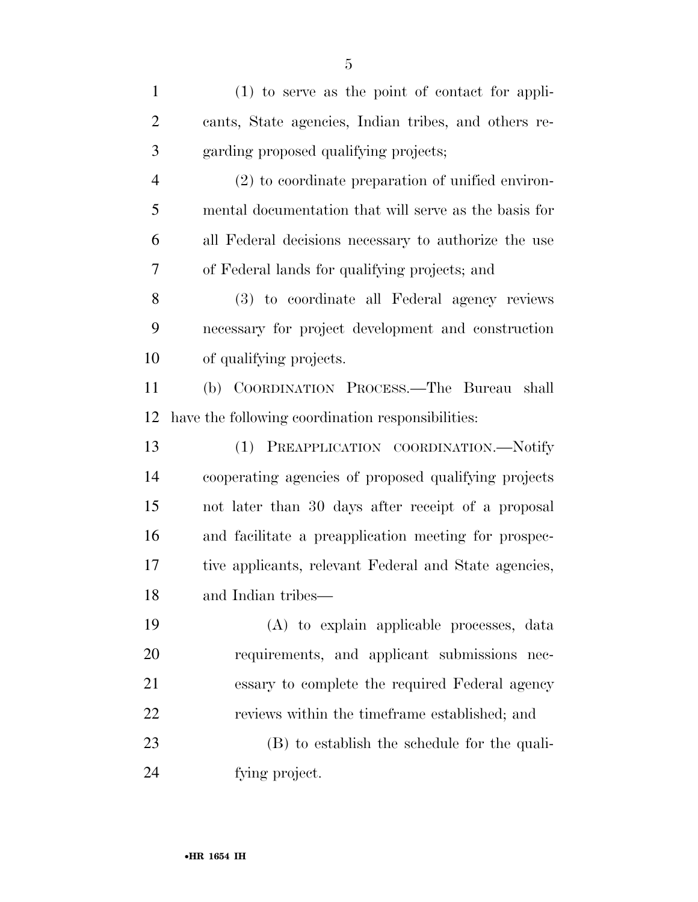(1) to serve as the point of contact for applicants, State agencies, Indian tribes, and others regarding proposed qualifying projects;

(2) to coordinate preparation of unified environmental documentation that will serve as the basis for all Federal decisions necessary to authorize the use of Federal lands for qualifying projects; and

(3) to coordinate all Federal agency reviews necessary for project development and construction of qualifying projects.

(b) COORDINATION PROCESS.—The Bureau shall have the following coordination responsibilities:

(1) PREAPPLICATION COORDINATION.—Notify cooperating agencies of proposed qualifying projects not later than 30 days after receipt of a proposal and facilitate a preapplication meeting for prospective applicants, relevant Federal and State agencies, and Indian tribes—

(A) to explain applicable processes, data requirements, and applicant submissions necessary to complete the required Federal agency reviews within the timeframe established; and

(B) to establish the schedule for the qualifying project.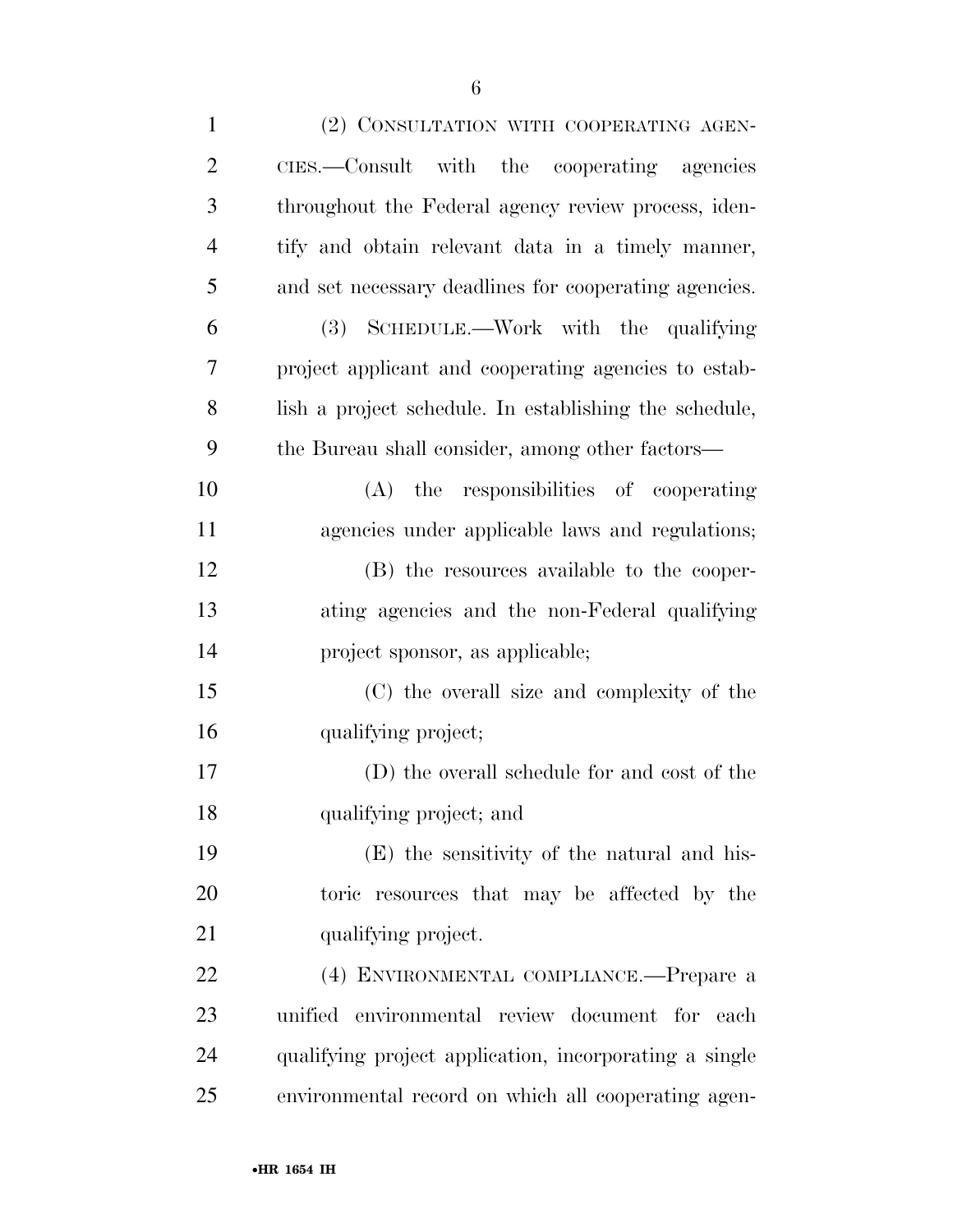(2) CONSULTATION WITH COOPERATING AGENCIES.—Consult with the cooperating agencies throughout the Federal agency review process, identify and obtain relevant data in a timely manner, and set necessary deadlines for cooperating agencies.

(3) SCHEDULE.—Work with the qualifying project applicant and cooperating agencies to establish a project schedule. In establishing the schedule, the Bureau shall consider, among other factors—

(A) the responsibilities of cooperating agencies under applicable laws and regulations;

(B) the resources available to the cooperating agencies and the non-Federal qualifying project sponsor, as applicable;

(C) the overall size and complexity of the qualifying project;

(D) the overall schedule for and cost of the qualifying project; and

(E) the sensitivity of the natural and historic resources that may be affected by the qualifying project.

(4) ENVIRONMENTAL COMPLIANCE.—Prepare a unified environmental review document for each qualifying project application, incorporating a single environmental record on which all cooperating agen-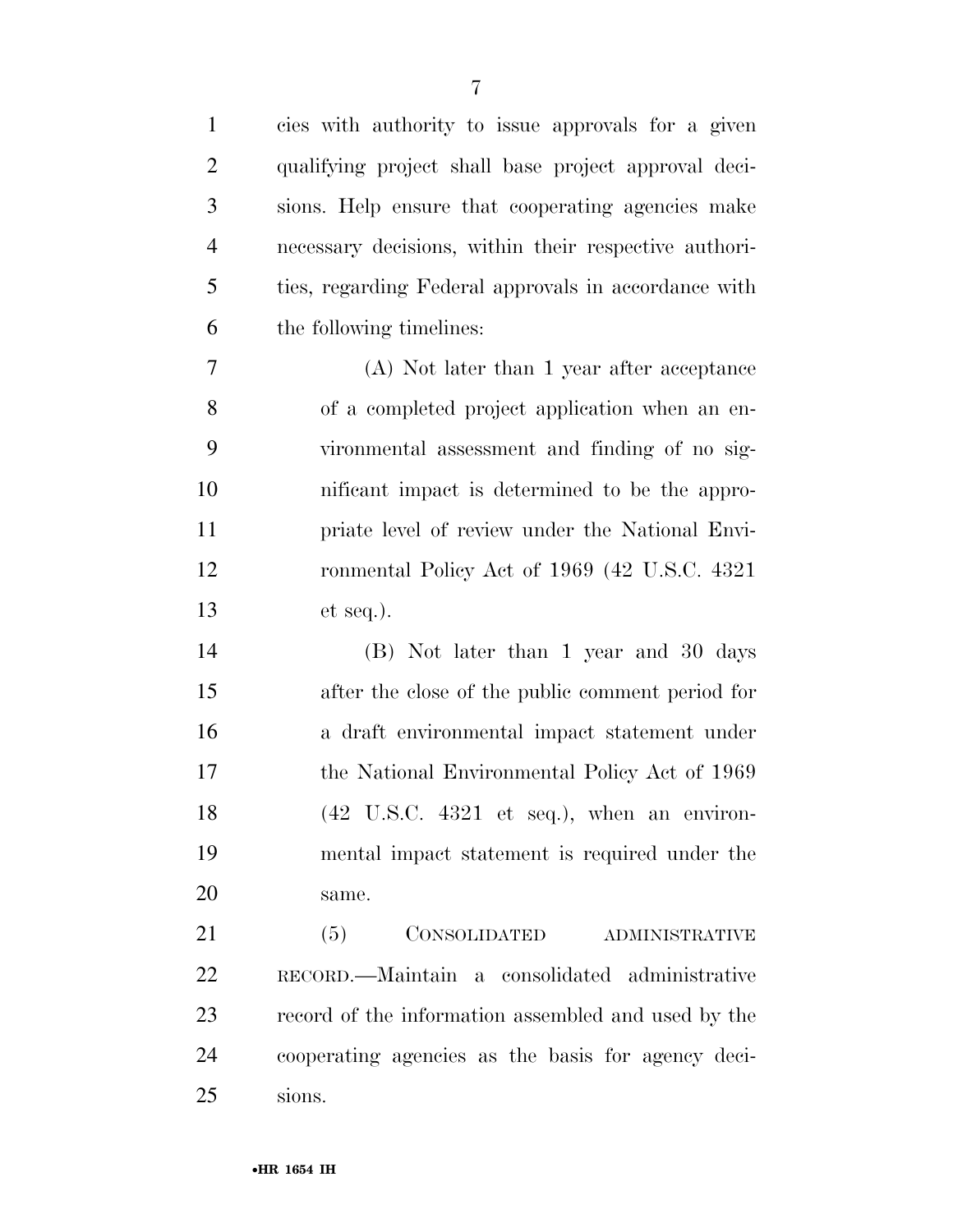cies with authority to issue approvals for a given qualifying project shall base project approval decisions. Help ensure that cooperating agencies make necessary decisions, within their respective authorities, regarding Federal approvals in accordance with the following timelines:

(A) Not later than 1 year after acceptance of a completed project application when an environmental assessment and finding of no significant impact is determined to be the appropriate level of review under the National Environmental Policy Act of 1969 (42 U.S.C. 4321 et seq.).

(B) Not later than 1 year and 30 days after the close of the public comment period for a draft environmental impact statement under the National Environmental Policy Act of 1969 (42 U.S.C. 4321 et seq.), when an environmental impact statement is required under the same.

(5) CONSOLIDATED ADMINISTRATIVE RECORD.—Maintain a consolidated administrative record of the information assembled and used by the cooperating agencies as the basis for agency decisions.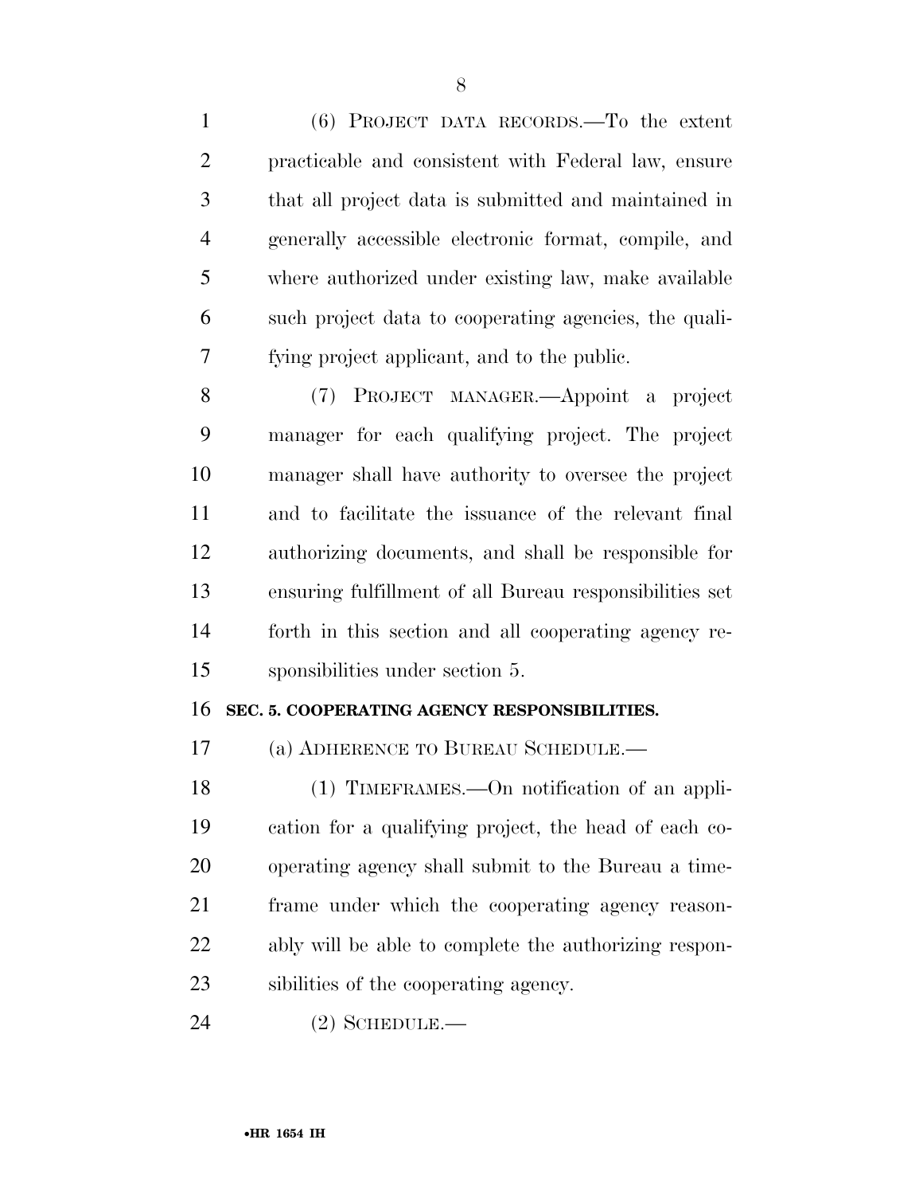(6) PROJECT DATA RECORDS.—To the extent practicable and consistent with Federal law, ensure that all project data is submitted and maintained in generally accessible electronic format, compile, and where authorized under existing law, make available such project data to cooperating agencies, the qualifying project applicant, and to the public.

(7) PROJECT MANAGER.—Appoint a project manager for each qualifying project. The project manager shall have authority to oversee the project and to facilitate the issuance of the relevant final authorizing documents, and shall be responsible for ensuring fulfillment of all Bureau responsibilities set forth in this section and all cooperating agency responsibilities under section 5.

**SEC. 5. COOPERATING AGENCY RESPONSIBILITIES.**

(a) ADHERENCE TO BUREAU SCHEDULE.—

(1) TIMEFRAMES.—On notification of an application for a qualifying project, the head of each cooperating agency shall submit to the Bureau a timeframe under which the cooperating agency reasonably will be able to complete the authorizing responsibilities of the cooperating agency.

(2) SCHEDULE.—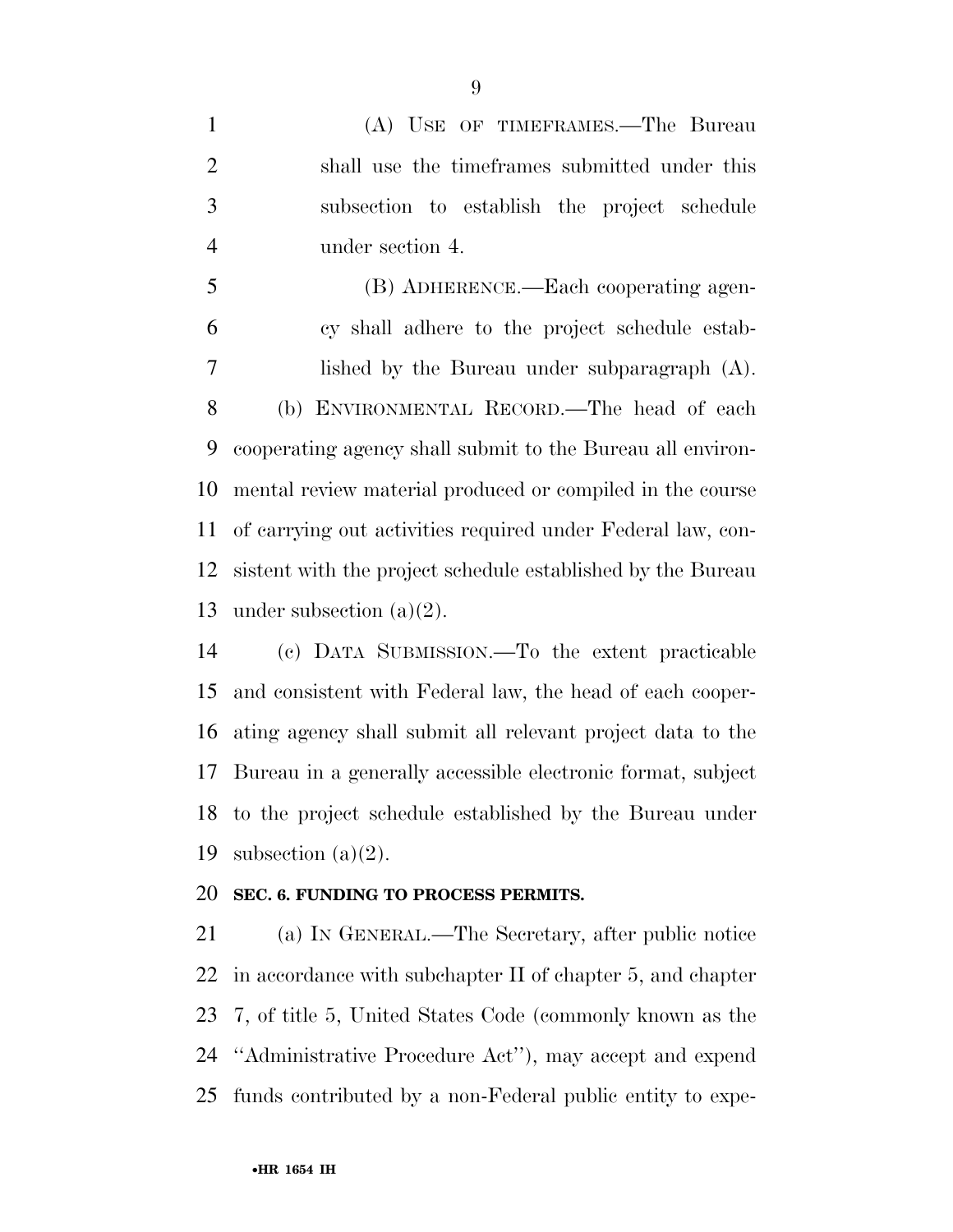(A) USE OF TIMEFRAMES.—The Bureau shall use the timeframes submitted under this subsection to establish the project schedule under section 4.

(B) ADHERENCE.—Each cooperating agency shall adhere to the project schedule established by the Bureau under subparagraph (A).

(b) ENVIRONMENTAL RECORD.—The head of each cooperating agency shall submit to the Bureau all environmental review material produced or compiled in the course of carrying out activities required under Federal law, consistent with the project schedule established by the Bureau under subsection (a)(2).

(c) DATA SUBMISSION.—To the extent practicable and consistent with Federal law, the head of each cooperating agency shall submit all relevant project data to the Bureau in a generally accessible electronic format, subject to the project schedule established by the Bureau under subsection (a)(2).

**SEC. 6. FUNDING TO PROCESS PERMITS.**

(a) IN GENERAL.—The Secretary, after public notice in accordance with subchapter II of chapter 5, and chapter 7, of title 5, United States Code (commonly known as the "Administrative Procedure Act"), may accept and expend funds contributed by a non-Federal public entity to expe-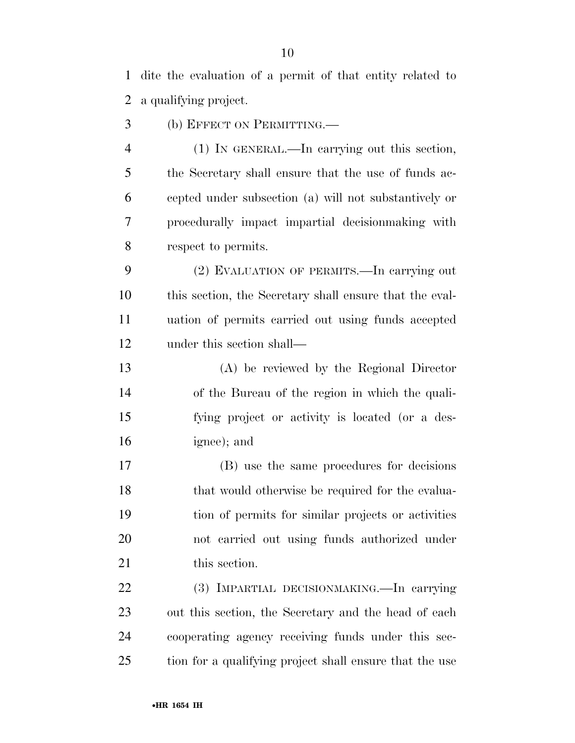dite the evaluation of a permit of that entity related to a qualifying project.

(b) EFFECT ON PERMITTING.—

(1) IN GENERAL.—In carrying out this section, the Secretary shall ensure that the use of funds accepted under subsection (a) will not substantively or procedurally impact impartial decisionmaking with respect to permits.

(2) EVALUATION OF PERMITS.—In carrying out this section, the Secretary shall ensure that the evaluation of permits carried out using funds accepted under this section shall—

(A) be reviewed by the Regional Director of the Bureau of the region in which the qualifying project or activity is located (or a designee); and

(B) use the same procedures for decisions that would otherwise be required for the evaluation of permits for similar projects or activities not carried out using funds authorized under this section.

(3) IMPARTIAL DECISIONMAKING.—In carrying out this section, the Secretary and the head of each cooperating agency receiving funds under this section for a qualifying project shall ensure that the use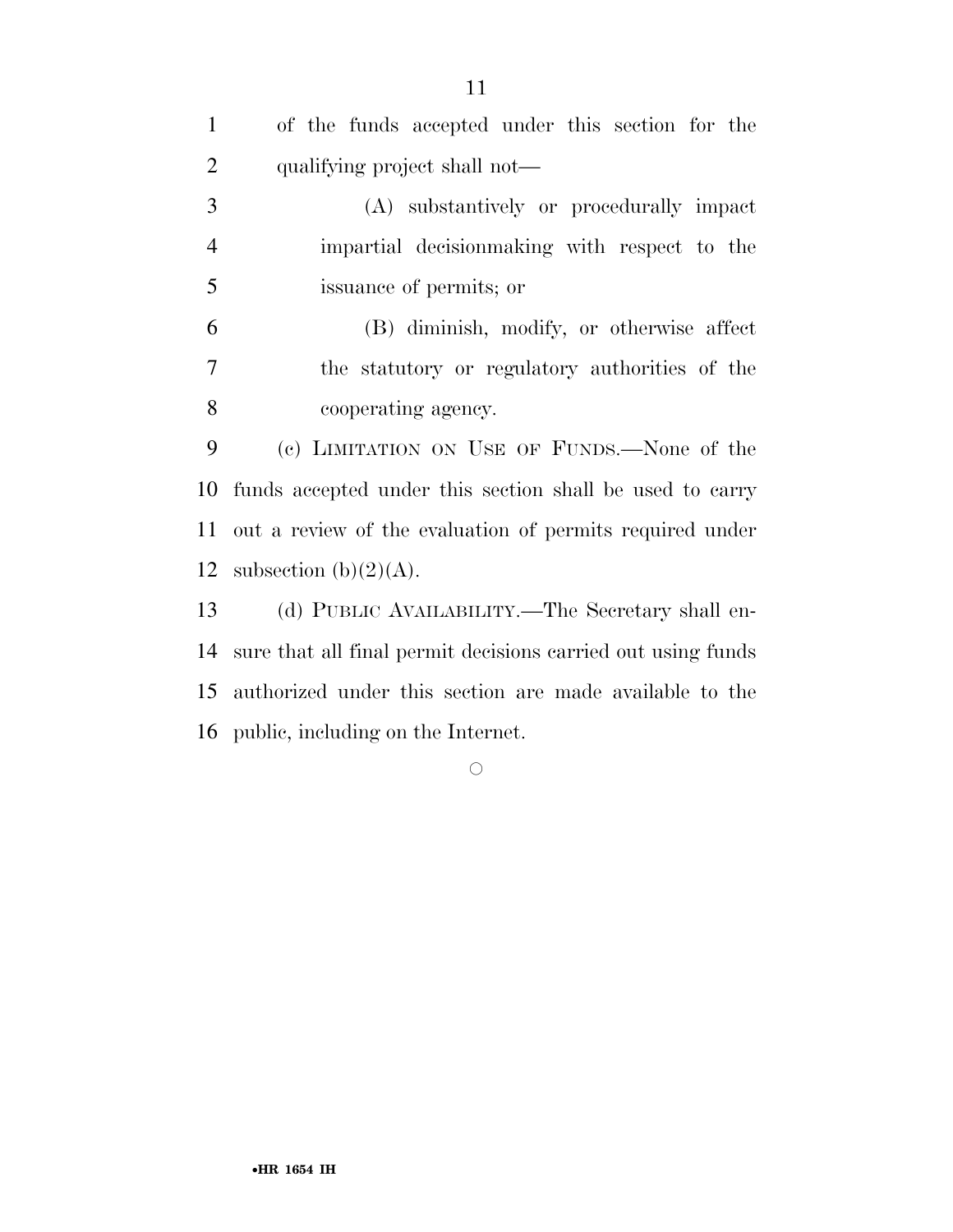of the funds accepted under this section for the qualifying project shall not—

(A) substantively or procedurally impact impartial decisionmaking with respect to the issuance of permits; or

(B) diminish, modify, or otherwise affect the statutory or regulatory authorities of the cooperating agency.

(c) LIMITATION ON USE OF FUNDS.—None of the funds accepted under this section shall be used to carry out a review of the evaluation of permits required under subsection (b)(2)(A).

(d) PUBLIC AVAILABILITY.—The Secretary shall ensure that all final permit decisions carried out using funds authorized under this section are made available to the public, including on the Internet.

○